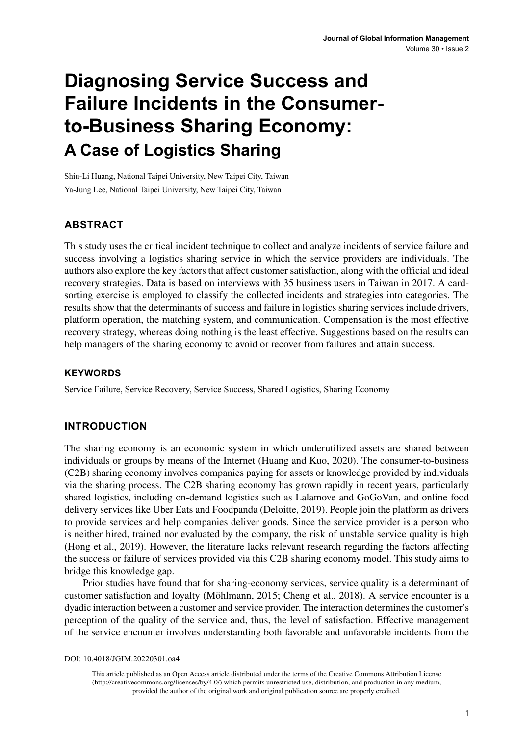# Diagnosing Service Success and Failure Incidents in the Consumer-to-Business Sharing Economy:

## A Case of Logistics Sharing

Shiu-Li Huang, National Taipei University, New Taipei City, Taiwan

Ya-Jung Lee, National Taipei University, New Taipei City, Taiwan

### ABSTRACT

This study uses the critical incident technique to collect and analyze incidents of service failure and success involving a logistics sharing service in which the service providers are individuals. The authors also explore the key factors that affect customer satisfaction, along with the official and ideal recovery strategies. Data is based on interviews with 35 business users in Taiwan in 2017. A card-sorting exercise is employed to classify the collected incidents and strategies into categories. The results show that the determinants of success and failure in logistics sharing services include drivers, platform operation, the matching system, and communication. Compensation is the most effective recovery strategy, whereas doing nothing is the least effective. Suggestions based on the results can help managers of the sharing economy to avoid or recover from failures and attain success.

#### KEYWORDS

Service Failure, Service Recovery, Service Success, Shared Logistics, Sharing Economy

### INTRODUCTION

The sharing economy is an economic system in which underutilized assets are shared between individuals or groups by means of the Internet (Huang and Kuo, 2020). The consumer-to-business (C2B) sharing economy involves companies paying for assets or knowledge provided by individuals via the sharing process. The C2B sharing economy has grown rapidly in recent years, particularly shared logistics, including on-demand logistics such as Lalamove and GoGoVan, and online food delivery services like Uber Eats and Foodpanda (Deloitte, 2019). People join the platform as drivers to provide services and help companies deliver goods. Since the service provider is a person who is neither hired, trained nor evaluated by the company, the risk of unstable service quality is high (Hong et al., 2019). However, the literature lacks relevant research regarding the factors affecting the success or failure of services provided via this C2B sharing economy model. This study aims to bridge this knowledge gap.

Prior studies have found that for sharing-economy services, service quality is a determinant of customer satisfaction and loyalty (Möhlmann, 2015; Cheng et al., 2018). A service encounter is a dyadic interaction between a customer and service provider. The interaction determines the customer's perception of the quality of the service and, thus, the level of satisfaction. Effective management of the service encounter involves understanding both favorable and unfavorable incidents from the

DOI: 10.4018/JGIM.20220301.oa4

This article published as an Open Access article distributed under the terms of the Creative Commons Attribution License (http://creativecommons.org/licenses/by/4.0/) which permits unrestricted use, distribution, and production in any medium, provided the author of the original work and original publication source are properly credited.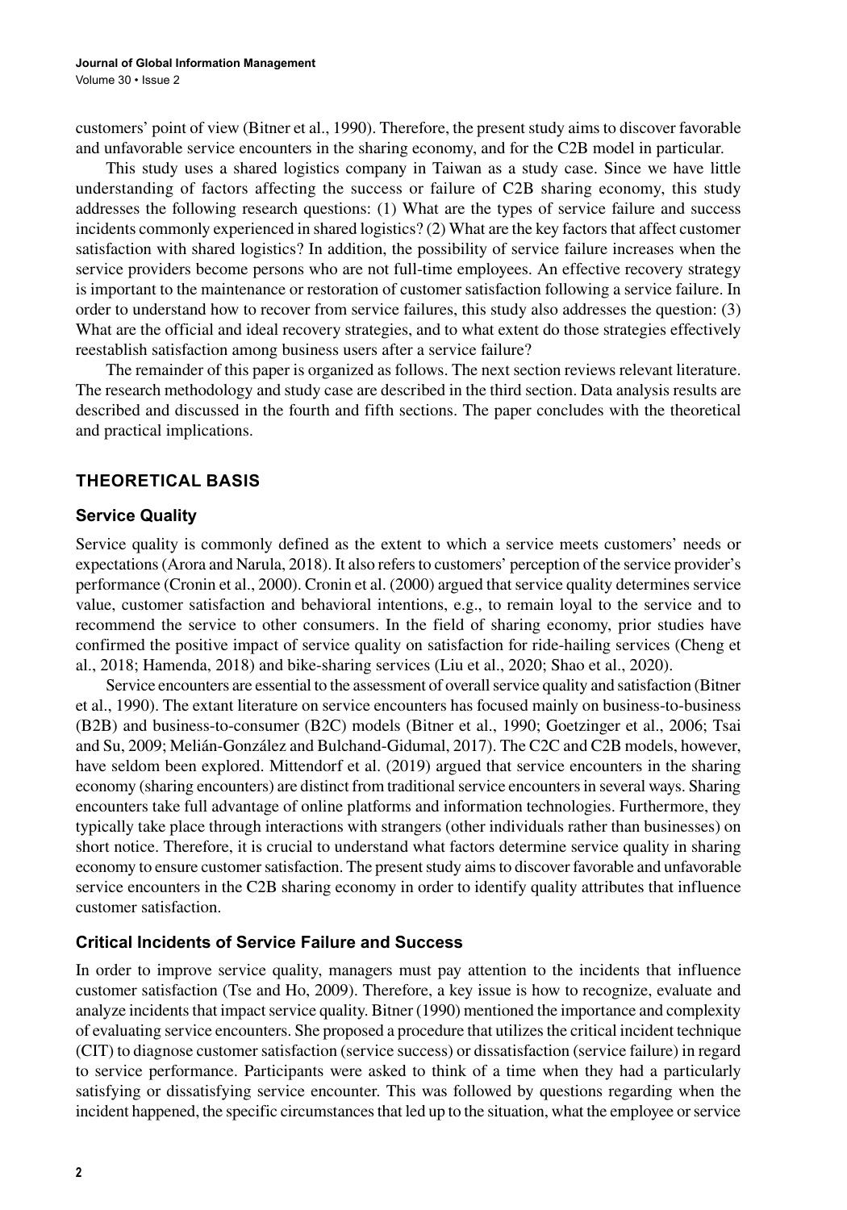customers' point of view (Bitner et al., 1990). Therefore, the present study aims to discover favorable and unfavorable service encounters in the sharing economy, and for the C2B model in particular.

This study uses a shared logistics company in Taiwan as a study case. Since we have little understanding of factors affecting the success or failure of C2B sharing economy, this study addresses the following research questions: (1) What are the types of service failure and success incidents commonly experienced in shared logistics? (2) What are the key factors that affect customer satisfaction with shared logistics? In addition, the possibility of service failure increases when the service providers become persons who are not full-time employees. An effective recovery strategy is important to the maintenance or restoration of customer satisfaction following a service failure. In order to understand how to recover from service failures, this study also addresses the question: (3) What are the official and ideal recovery strategies, and to what extent do those strategies effectively reestablish satisfaction among business users after a service failure?

The remainder of this paper is organized as follows. The next section reviews relevant literature. The research methodology and study case are described in the third section. Data analysis results are described and discussed in the fourth and fifth sections. The paper concludes with the theoretical and practical implications.

## THEORETICAL BASIS

### Service Quality

Service quality is commonly defined as the extent to which a service meets customers' needs or expectations (Arora and Narula, 2018). It also refers to customers' perception of the service provider's performance (Cronin et al., 2000). Cronin et al. (2000) argued that service quality determines service value, customer satisfaction and behavioral intentions, e.g., to remain loyal to the service and to recommend the service to other consumers. In the field of sharing economy, prior studies have confirmed the positive impact of service quality on satisfaction for ride-hailing services (Cheng et al., 2018; Hamenda, 2018) and bike-sharing services (Liu et al., 2020; Shao et al., 2020).

Service encounters are essential to the assessment of overall service quality and satisfaction (Bitner et al., 1990). The extant literature on service encounters has focused mainly on business-to-business (B2B) and business-to-consumer (B2C) models (Bitner et al., 1990; Goetzinger et al., 2006; Tsai and Su, 2009; Melián-González and Bulchand-Gidumal, 2017). The C2C and C2B models, however, have seldom been explored. Mittendorf et al. (2019) argued that service encounters in the sharing economy (sharing encounters) are distinct from traditional service encounters in several ways. Sharing encounters take full advantage of online platforms and information technologies. Furthermore, they typically take place through interactions with strangers (other individuals rather than businesses) on short notice. Therefore, it is crucial to understand what factors determine service quality in sharing economy to ensure customer satisfaction. The present study aims to discover favorable and unfavorable service encounters in the C2B sharing economy in order to identify quality attributes that influence customer satisfaction.

### Critical Incidents of Service Failure and Success

In order to improve service quality, managers must pay attention to the incidents that influence customer satisfaction (Tse and Ho, 2009). Therefore, a key issue is how to recognize, evaluate and analyze incidents that impact service quality. Bitner (1990) mentioned the importance and complexity of evaluating service encounters. She proposed a procedure that utilizes the critical incident technique (CIT) to diagnose customer satisfaction (service success) or dissatisfaction (service failure) in regard to service performance. Participants were asked to think of a time when they had a particularly satisfying or dissatisfying service encounter. This was followed by questions regarding when the incident happened, the specific circumstances that led up to the situation, what the employee or service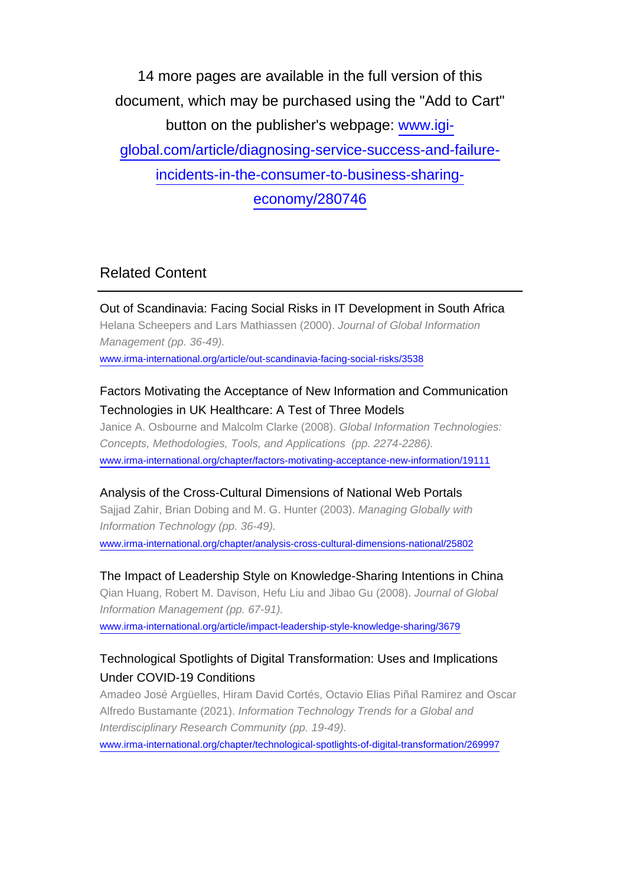14 more pages are available in the full version of this document, which may be purchased using the "Add to Cart" button on the publisher's webpage: [www.igi-global.com/article/diagnosing-service-success-and-failure-incidents-in-the-consumer-to-business-sharing-economy/280746](www.igi-global.com/article/diagnosing-service-success-and-failure-incidents-in-the-consumer-to-business-sharing-economy/280746)

## Related Content

**Out of Scandinavia: Facing Social Risks in IT Development in South Africa**
Helana Scheepers and Lars Mathiassen (2000). *Journal of Global Information Management (pp. 36-49).*
[www.irma-international.org/article/out-scandinavia-facing-social-risks/3538](www.irma-international.org/article/out-scandinavia-facing-social-risks/3538)

**Factors Motivating the Acceptance of New Information and Communication Technologies in UK Healthcare: A Test of Three Models**
Janice A. Osbourne and Malcolm Clarke (2008). *Global Information Technologies: Concepts, Methodologies, Tools, and Applications (pp. 2274-2286).*
[www.irma-international.org/chapter/factors-motivating-acceptance-new-information/19111](www.irma-international.org/chapter/factors-motivating-acceptance-new-information/19111)

**Analysis of the Cross-Cultural Dimensions of National Web Portals**
Sajjad Zahir, Brian Dobing and M. G. Hunter (2003). *Managing Globally with Information Technology (pp. 36-49).*
[www.irma-international.org/chapter/analysis-cross-cultural-dimensions-national/25802](www.irma-international.org/chapter/analysis-cross-cultural-dimensions-national/25802)

**The Impact of Leadership Style on Knowledge-Sharing Intentions in China**
Qian Huang, Robert M. Davison, Hefu Liu and Jibao Gu (2008). *Journal of Global Information Management (pp. 67-91).*
[www.irma-international.org/article/impact-leadership-style-knowledge-sharing/3679](www.irma-international.org/article/impact-leadership-style-knowledge-sharing/3679)

**Technological Spotlights of Digital Transformation: Uses and Implications Under COVID-19 Conditions**
Amadeo José Argüelles, Hiram David Cortés, Octavio Elias Piñal Ramirez and Oscar Alfredo Bustamante (2021). *Information Technology Trends for a Global and Interdisciplinary Research Community (pp. 19-49).*
[www.irma-international.org/chapter/technological-spotlights-of-digital-transformation/269997](www.irma-international.org/chapter/technological-spotlights-of-digital-transformation/269997)